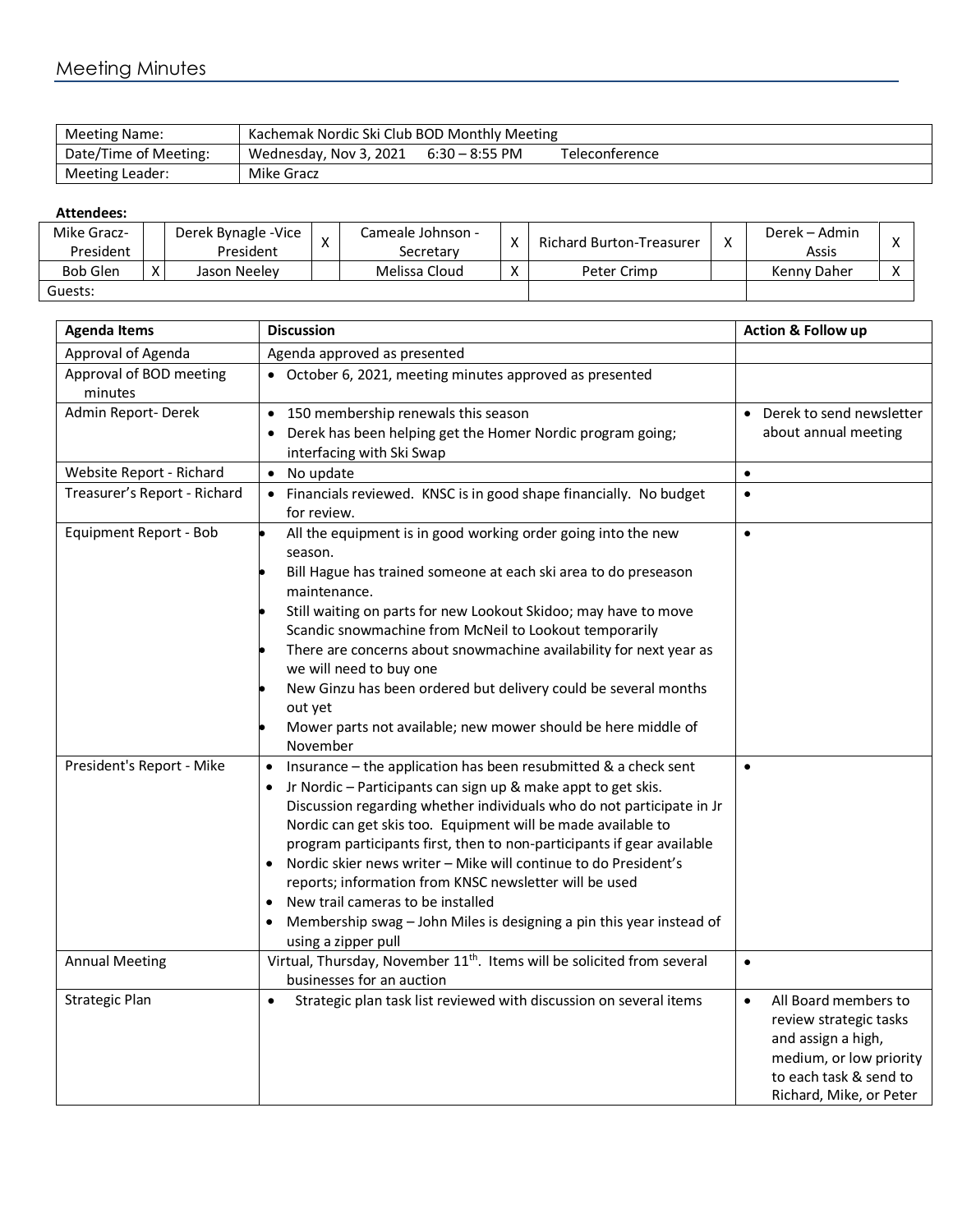# Meeting Minutes

| Meeting Name: | Kachemak Nordic Ski Club BOD Monthly Meeting |
|---|---|
| Date/Time of Meeting: | Wednesday, Nov 3, 2021    6:30 – 8:55 PM    Teleconference |
| Meeting Leader: | Mike Gracz |

**Attendees:**

| Mike Gracz- President | | Derek Bynagle -Vice President | X | Cameale Johnson - Secretary | X | Richard Burton-Treasurer | X | Derek – Admin Assis | X |
|---|---|---|---|---|---|---|---|---|---|
| Bob Glen | X | Jason Neeley | | Melissa Cloud | X | Peter Crimp | | Kenny Daher | X |
| Guests: | | | | | | | | | |

| Agenda Items | Discussion | Action & Follow up |
|---|---|---|
| Approval of Agenda | Agenda approved as presented | |
| Approval of BOD meeting minutes | • October 6, 2021, meeting minutes approved as presented | |
| Admin Report- Derek | • 150 membership renewals this season<br>• Derek has been helping get the Homer Nordic program going; interfacing with Ski Swap | • Derek to send newsletter about annual meeting |
| Website Report - Richard | • No update | • |
| Treasurer's Report - Richard | • Financials reviewed. KNSC is in good shape financially. No budget for review. | • |
| Equipment Report - Bob | • All the equipment is in good working order going into the new season.<br>• Bill Hague has trained someone at each ski area to do preseason maintenance.<br>• Still waiting on parts for new Lookout Skidoo; may have to move Scandic snowmachine from McNeil to Lookout temporarily<br>• There are concerns about snowmachine availability for next year as we will need to buy one<br>• New Ginzu has been ordered but delivery could be several months out yet<br>• Mower parts not available; new mower should be here middle of November | • |
| President's Report - Mike | • Insurance – the application has been resubmitted & a check sent<br>• Jr Nordic – Participants can sign up & make appt to get skis. Discussion regarding whether individuals who do not participate in Jr Nordic can get skis too. Equipment will be made available to program participants first, then to non-participants if gear available<br>• Nordic skier news writer – Mike will continue to do President's reports; information from KNSC newsletter will be used<br>• New trail cameras to be installed<br>• Membership swag – John Miles is designing a pin this year instead of using a zipper pull | • |
| Annual Meeting | Virtual, Thursday, November 11th. Items will be solicited from several businesses for an auction | • |
| Strategic Plan | • Strategic plan task list reviewed with discussion on several items | • All Board members to review strategic tasks and assign a high, medium, or low priority to each task & send to Richard, Mike, or Peter |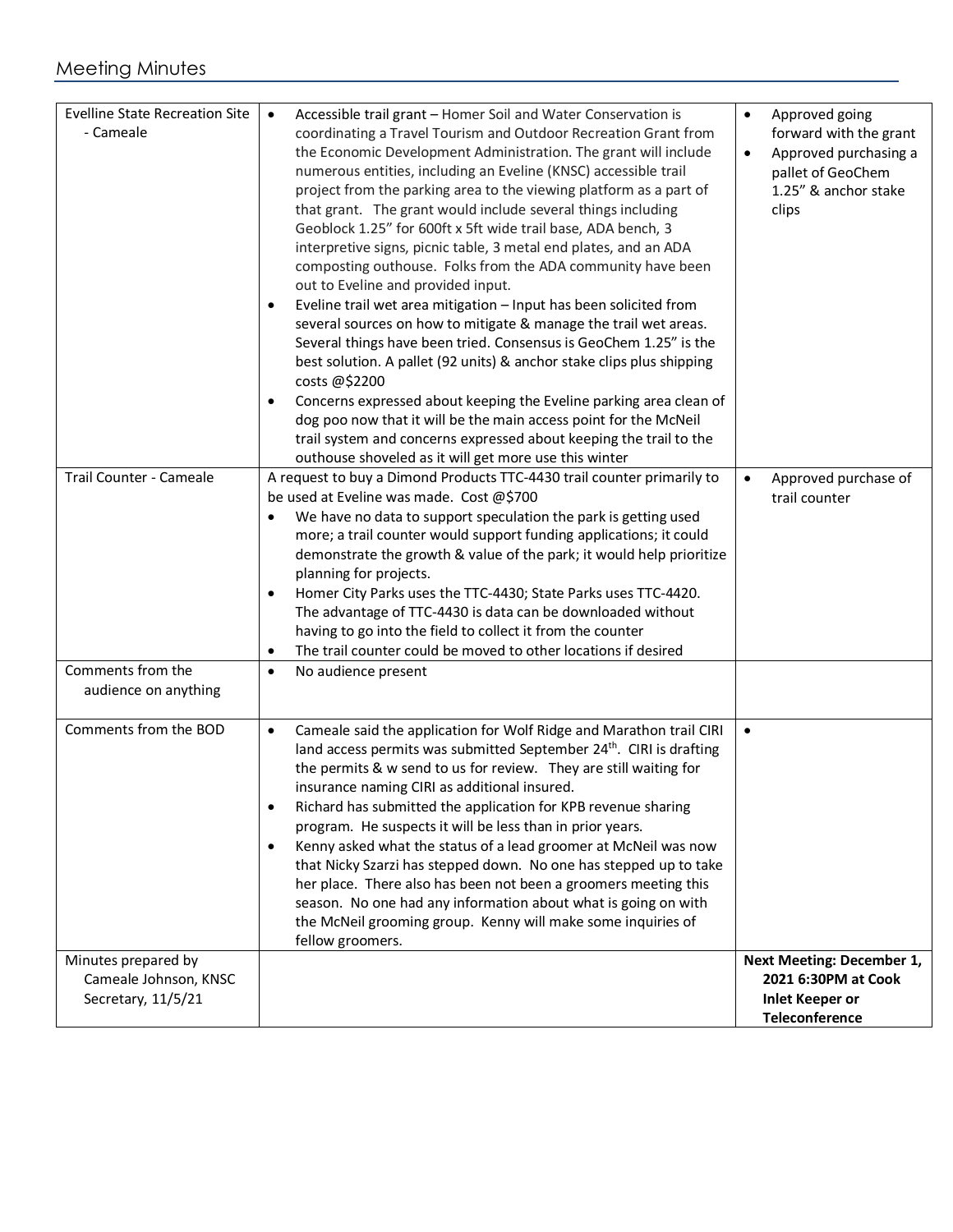## Meeting Minutes

| | | |
|---|---|---|
| Eveline State Recreation Site - Cameale | • Accessible trail grant – Homer Soil and Water Conservation is coordinating a Travel Tourism and Outdoor Recreation Grant from the Economic Development Administration. The grant will include numerous entities, including an Eveline (KNSC) accessible trail project from the parking area to the viewing platform as a part of that grant. The grant would include several things including Geoblock 1.25" for 600ft x 5ft wide trail base, ADA bench, 3 interpretive signs, picnic table, 3 metal end plates, and an ADA composting outhouse. Folks from the ADA community have been out to Eveline and provided input.<br>• Eveline trail wet area mitigation – Input has been solicited from several sources on how to mitigate & manage the trail wet areas. Several things have been tried. Consensus is GeoChem 1.25" is the best solution. A pallet (92 units) & anchor stake clips plus shipping costs @$2200<br>• Concerns expressed about keeping the Eveline parking area clean of dog poo now that it will be the main access point for the McNeil trail system and concerns expressed about keeping the trail to the outhouse shoveled as it will get more use this winter | • Approved going forward with the grant<br>• Approved purchasing a pallet of GeoChem 1.25" & anchor stake clips |
| Trail Counter - Cameale | A request to buy a Dimond Products TTC-4430 trail counter primarily to be used at Eveline was made. Cost @$700<br>• We have no data to support speculation the park is getting used more; a trail counter would support funding applications; it could demonstrate the growth & value of the park; it would help prioritize planning for projects.<br>• Homer City Parks uses the TTC-4430; State Parks uses TTC-4420. The advantage of TTC-4430 is data can be downloaded without having to go into the field to collect it from the counter<br>• The trail counter could be moved to other locations if desired | • Approved purchase of trail counter |
| Comments from the audience on anything | • No audience present | |
| Comments from the BOD | • Cameale said the application for Wolf Ridge and Marathon trail CIRI land access permits was submitted September 24th. CIRI is drafting the permits & w send to us for review. They are still waiting for insurance naming CIRI as additional insured.<br>• Richard has submitted the application for KPB revenue sharing program. He suspects it will be less than in prior years.<br>• Kenny asked what the status of a lead groomer at McNeil was now that Nicky Szarzi has stepped down. No one has stepped up to take her place. There also has been not been a groomers meeting this season. No one had any information about what is going on with the McNeil grooming group. Kenny will make some inquiries of fellow groomers. | • |
| Minutes prepared by Cameale Johnson, KNSC Secretary, 11/5/21 | | **Next Meeting: December 1, 2021 6:30PM at Cook Inlet Keeper or Teleconference** |